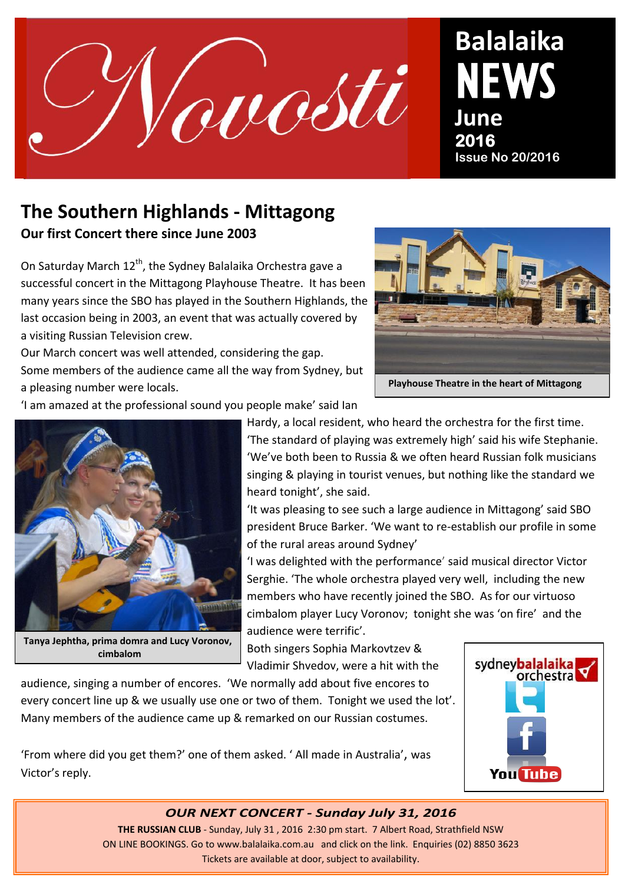# Novosti

**Balalaika NEWS**
**June 2016**
**Issue No 20/2016**

## The Southern Highlands - Mittagong

### Our first Concert there since June 2003

On Saturday March 12th, the Sydney Balalaika Orchestra gave a successful concert in the Mittagong Playhouse Theatre. It has been many years since the SBO has played in the Southern Highlands, the last occasion being in 2003, an event that was actually covered by a visiting Russian Television crew.

Our March concert was well attended, considering the gap. Some members of the audience came all the way from Sydney, but a pleasing number were locals.

Playhouse Theatre in the heart of Mittagong

'I am amazed at the professional sound you people make' said Ian Hardy, a local resident, who heard the orchestra for the first time. 'The standard of playing was extremely high' said his wife Stephanie. 'We've both been to Russia & we often heard Russian folk musicians singing & playing in tourist venues, but nothing like the standard we heard tonight', she said.

'It was pleasing to see such a large audience in Mittagong' said SBO president Bruce Barker. 'We want to re-establish our profile in some of the rural areas around Sydney'

'I was delighted with the performance' said musical director Victor Serghie. 'The whole orchestra played very well, including the new members who have recently joined the SBO. As for our virtuoso cimbalom player Lucy Voronov; tonight she was 'on fire' and the audience were terrific'.

Tanya Jephtha, prima domra and Lucy Voronov, cimbalom

Both singers Sophia Markovtzev & Vladimir Shvedov, were a hit with the audience, singing a number of encores. 'We normally add about five encores to every concert line up & we usually use one or two of them. Tonight we used the lot'. Many members of the audience came up & remarked on our Russian costumes.

'From where did you get them?' one of them asked. ' All made in Australia', was Victor's reply.

sydneybalalaika orchestra

YouTube

*OUR NEXT CONCERT - Sunday July 31, 2016*

**THE RUSSIAN CLUB** - Sunday, July 31 , 2016 2:30 pm start. 7 Albert Road, Strathfield NSW
ON LINE BOOKINGS. Go to www.balalaika.com.au and click on the link. Enquiries (02) 8850 3623
Tickets are available at door, subject to availability.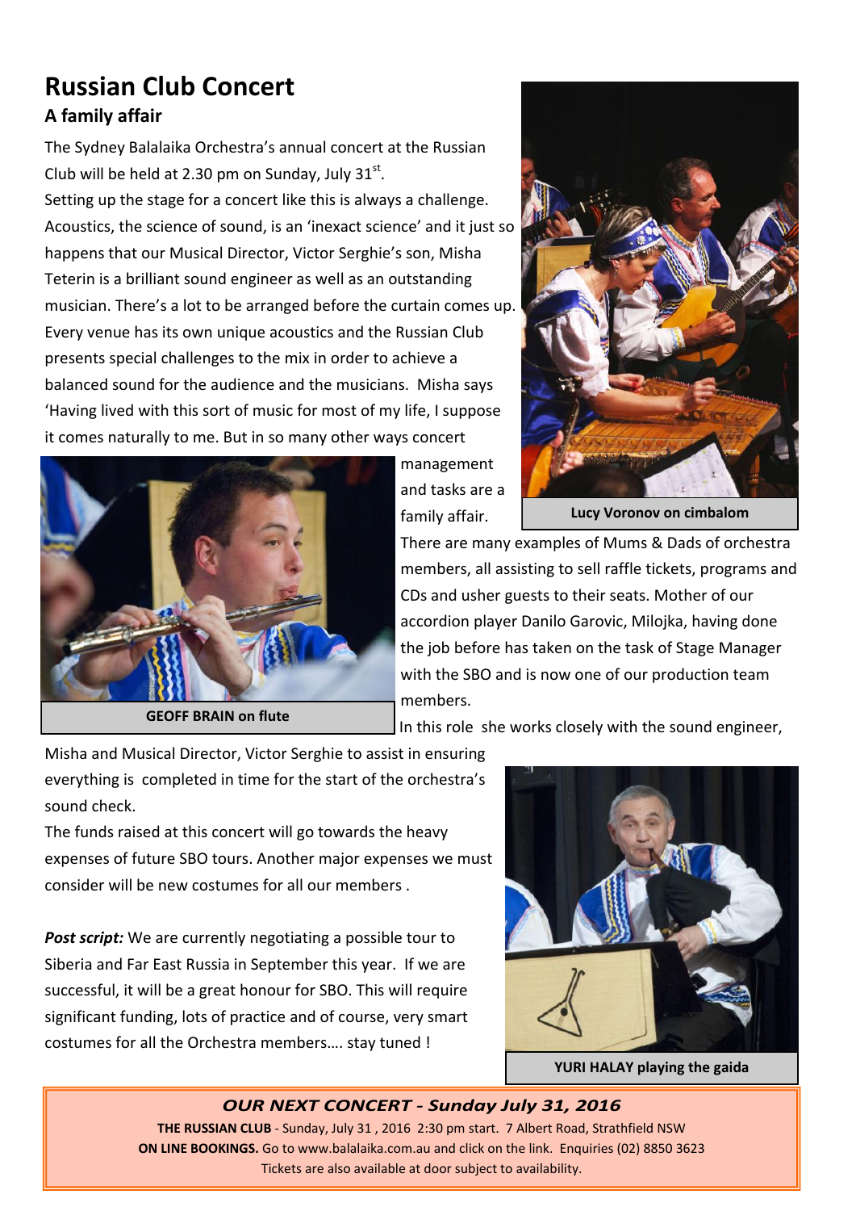# Russian Club Concert

## A family affair

The Sydney Balalaika Orchestra's annual concert at the Russian Club will be held at 2.30 pm on Sunday, July 31st.

Setting up the stage for a concert like this is always a challenge. Acoustics, the science of sound, is an 'inexact science' and it just so happens that our Musical Director, Victor Serghie's son, Misha Teterin is a brilliant sound engineer as well as an outstanding musician. There's a lot to be arranged before the curtain comes up. Every venue has its own unique acoustics and the Russian Club presents special challenges to the mix in order to achieve a balanced sound for the audience and the musicians. Misha says 'Having lived with this sort of music for most of my life, I suppose it comes naturally to me. But in so many other ways concert management and tasks are a family affair.

Lucy Voronov on cimbalom

GEOFF BRAIN on flute

There are many examples of Mums & Dads of orchestra members, all assisting to sell raffle tickets, programs and CDs and usher guests to their seats. Mother of our accordion player Danilo Garovic, Milojka, having done the job before has taken on the task of Stage Manager with the SBO and is now one of our production team members.

In this role she works closely with the sound engineer, Misha and Musical Director, Victor Serghie to assist in ensuring everything is completed in time for the start of the orchestra's sound check.

The funds raised at this concert will go towards the heavy expenses of future SBO tours. Another major expenses we must consider will be new costumes for all our members .

***Post script:*** We are currently negotiating a possible tour to Siberia and Far East Russia in September this year. If we are successful, it will be a great honour for SBO. This will require significant funding, lots of practice and of course, very smart costumes for all the Orchestra members…. stay tuned !

YURI HALAY playing the gaida

***OUR NEXT CONCERT - Sunday July 31, 2016***

**THE RUSSIAN CLUB** - Sunday, July 31 , 2016 2:30 pm start. 7 Albert Road, Strathfield NSW

**ON LINE BOOKINGS.** Go to www.balalaika.com.au and click on the link. Enquiries (02) 8850 3623

Tickets are also available at door subject to availability.